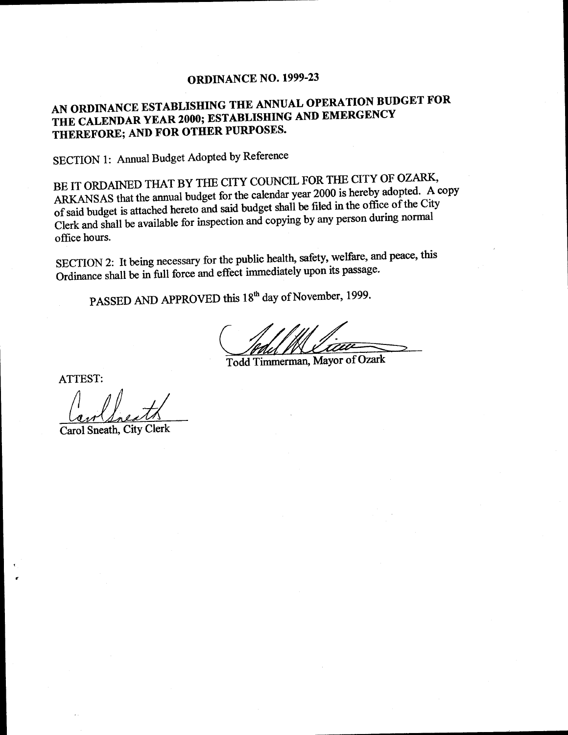# ORDINANCE NO. 1999-23

## AN ORDINANCE ESTABLISHING THE ANNUAL OPERATION BUDGET FOR THE CALENDAR YEAR 2000; ESTABLISHING AND EMERGENCY THEREFORE; AND FOR OTHER PURPOSES.

SECTION 1: Annual Budget Adopted by Reference

BE IT ORDAINED THAT BY THE CITY COUNCIL FOR THE CITY OF OZARK, ARKANSAS that the annual budget for the calendar year 2000 is hereby adopted. A copy of said budget is attached hereto and said budget shall be filed in the office of the City Clerk and shall be available for inspection and copying by any person during normal office hours.

SECTION 2: It being necessary for the public health, safety, welfare, and peace, this Ordinance shall be in full force and effect immediately upon its passage.

PASSED AND APPROVED this 18th day of November, 1999.

Todd Timmerman, Mayor of Ozark

ATTEST:

Carol Sneath, City Clerk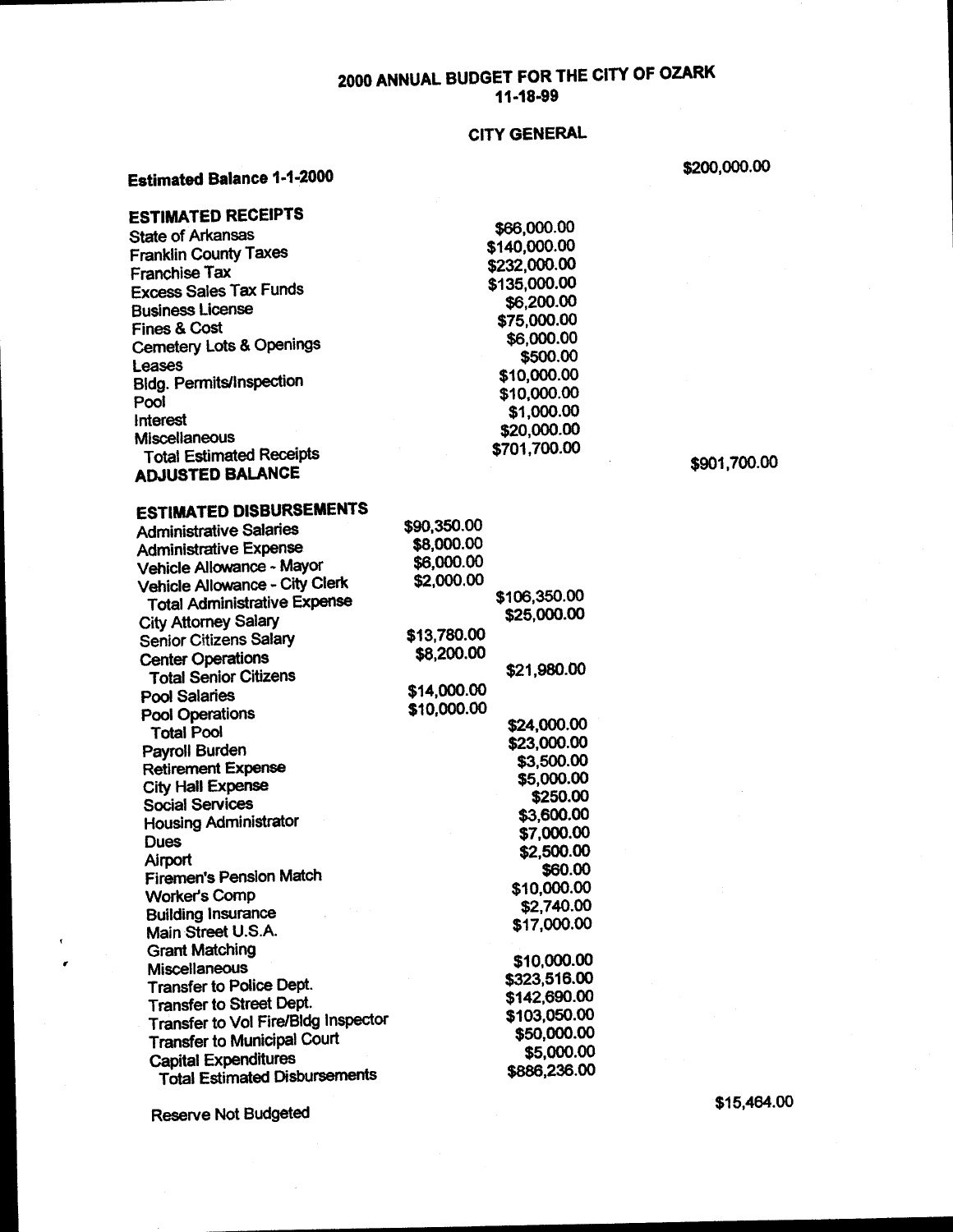# 2000 ANNUAL BUDGET FOR THE CITY OF OZARK

**11-18-99**

## CITY GENERAL

| | | | |
|---|---|---|---|
| **Estimated Balance 1-1-2000** | | | $200,000.00 |
| **ESTIMATED RECEIPTS** | | | |
| State of Arkansas | | $66,000.00 | |
| Franklin County Taxes | | $140,000.00 | |
| Franchise Tax | | $232,000.00 | |
| Excess Sales Tax Funds | | $135,000.00 | |
| Business License | | $6,200.00 | |
| Fines & Cost | | $75,000.00 | |
| Cemetery Lots & Openings | | $6,000.00 | |
| Leases | | $500.00 | |
| Bldg. Permits/Inspection | | $10,000.00 | |
| Pool | | $10,000.00 | |
| Interest | | $1,000.00 | |
| Miscellaneous | | $20,000.00 | |
| Total Estimated Receipts | | $701,700.00 | |
| **ADJUSTED BALANCE** | | | $901,700.00 |
| **ESTIMATED DISBURSEMENTS** | | | |
| Administrative Salaries | $90,350.00 | | |
| Administrative Expense | $8,000.00 | | |
| Vehicle Allowance - Mayor | $6,000.00 | | |
| Vehicle Allowance - City Clerk | $2,000.00 | | |
| Total Administrative Expense | | $106,350.00 | |
| City Attorney Salary | | $25,000.00 | |
| Senior Citizens Salary | $13,780.00 | | |
| Center Operations | $8,200.00 | | |
| Total Senior Citizens | | $21,980.00 | |
| Pool Salaries | $14,000.00 | | |
| Pool Operations | $10,000.00 | | |
| Total Pool | | $24,000.00 | |
| Payroll Burden | | $23,000.00 | |
| Retirement Expense | | $3,500.00 | |
| City Hall Expense | | $5,000.00 | |
| Social Services | | $250.00 | |
| Housing Administrator | | $3,600.00 | |
| Dues | | $7,000.00 | |
| Airport | | $2,500.00 | |
| Firemen's Pension Match | | $60.00 | |
| Worker's Comp | | $10,000.00 | |
| Building Insurance | | $2,740.00 | |
| Main Street U.S.A. | | $17,000.00 | |
| Grant Matching | | | |
| Miscellaneous | | $10,000.00 | |
| Transfer to Police Dept. | | $323,516.00 | |
| Transfer to Street Dept. | | $142,690.00 | |
| Transfer to Vol Fire/Bldg Inspector | | $103,050.00 | |
| Transfer to Municipal Court | | $50,000.00 | |
| Capital Expenditures | | $5,000.00 | |
| Total Estimated Disbursements | | $886,236.00 | |
| Reserve Not Budgeted | | | $15,464.00 |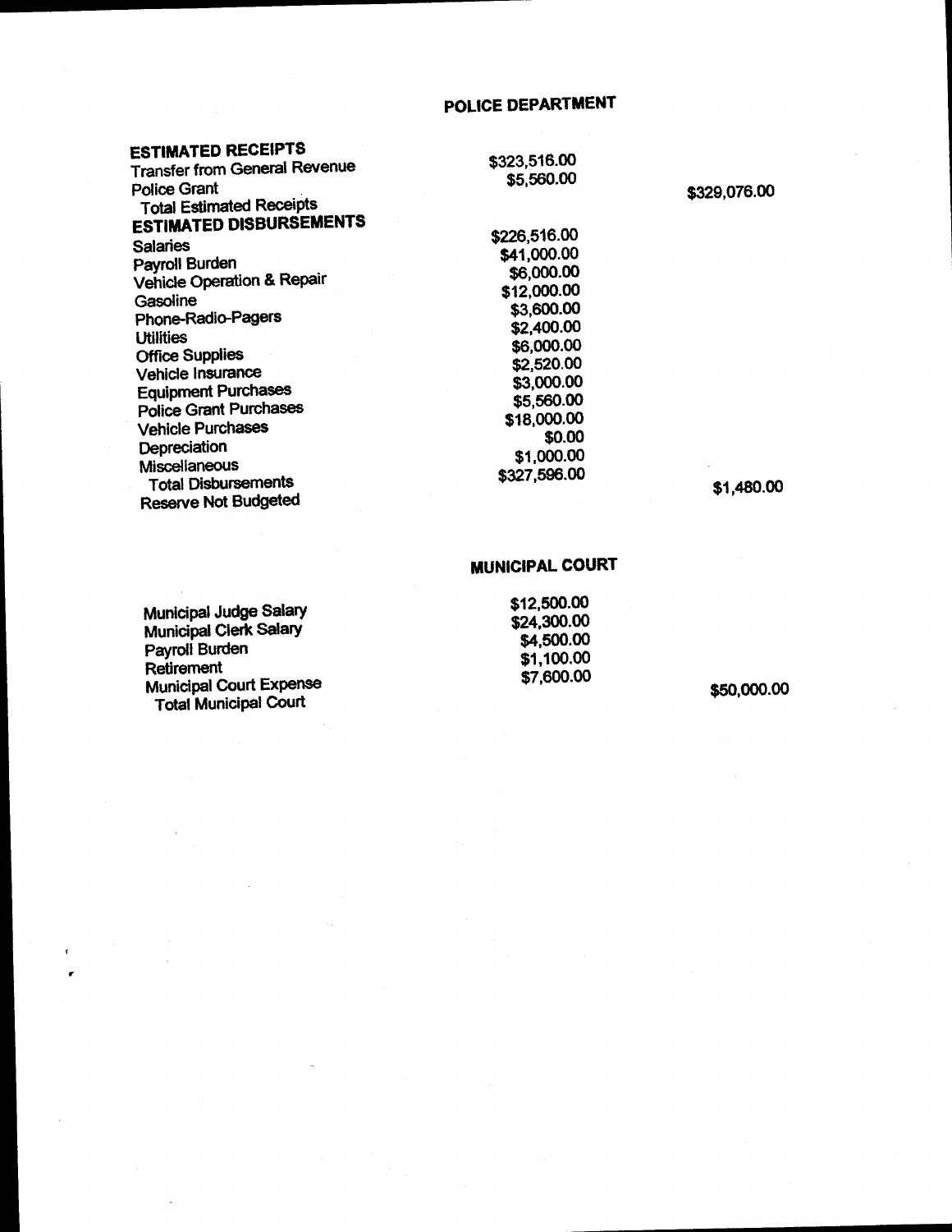## POLICE DEPARTMENT

| | | |
|---|---|---|
| **ESTIMATED RECEIPTS** | | |
| Transfer from General Revenue | $323,516.00 | |
| Police Grant | $5,560.00 | |
| Total Estimated Receipts | | $329,076.00 |
| **ESTIMATED DISBURSEMENTS** | | |
| Salaries | $226,516.00 | |
| Payroll Burden | $41,000.00 | |
| Vehicle Operation & Repair | $6,000.00 | |
| Gasoline | $12,000.00 | |
| Phone-Radio-Pagers | $3,600.00 | |
| Utilities | $2,400.00 | |
| Office Supplies | $6,000.00 | |
| Vehicle Insurance | $2,520.00 | |
| Equipment Purchases | $3,000.00 | |
| Police Grant Purchases | $5,560.00 | |
| Vehicle Purchases | $18,000.00 | |
| Depreciation | $0.00 | |
| Miscellaneous | $1,000.00 | |
| Total Disbursements | $327,596.00 | |
| Reserve Not Budgeted | | $1,480.00 |

## MUNICIPAL COURT

| | | |
|---|---|---|
| Municipal Judge Salary | $12,500.00 | |
| Municipal Clerk Salary | $24,300.00 | |
| Payroll Burden | $4,500.00 | |
| Retirement | $1,100.00 | |
| Municipal Court Expense | $7,600.00 | |
| Total Municipal Court | | $50,000.00 |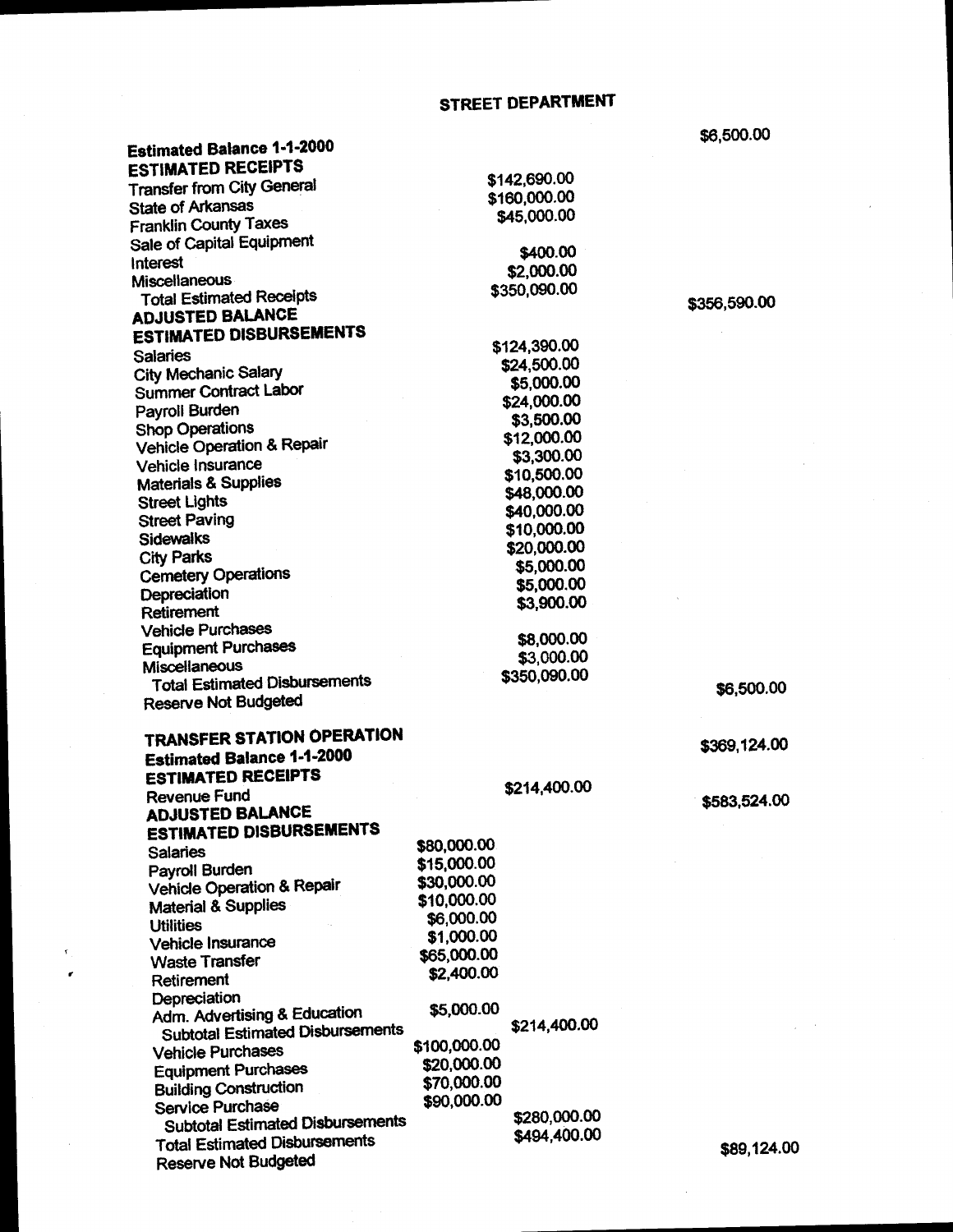## STREET DEPARTMENT

| | | |
|---|---|---|
| **Estimated Balance 1-1-2000** | | $6,500.00 |
| **ESTIMATED RECEIPTS** | | |
| Transfer from City General | $142,690.00 | |
| State of Arkansas | $160,000.00 | |
| Franklin County Taxes | $45,000.00 | |
| Sale of Capital Equipment | | |
| Interest | $400.00 | |
| Miscellaneous | $2,000.00 | |
| Total Estimated Receipts | $350,090.00 | |
| **ADJUSTED BALANCE** | | $356,590.00 |
| **ESTIMATED DISBURSEMENTS** | | |
| Salaries | $124,390.00 | |
| City Mechanic Salary | $24,500.00 | |
| Summer Contract Labor | $5,000.00 | |
| Payroll Burden | $24,000.00 | |
| Shop Operations | $3,500.00 | |
| Vehicle Operation & Repair | $12,000.00 | |
| Vehicle Insurance | $3,300.00 | |
| Materials & Supplies | $10,500.00 | |
| Street Lights | $48,000.00 | |
| Street Paving | $40,000.00 | |
| Sidewalks | $10,000.00 | |
| City Parks | $20,000.00 | |
| Cemetery Operations | $5,000.00 | |
| Depreciation | $5,000.00 | |
| Retirement | $3,900.00 | |
| Vehicle Purchases | | |
| Equipment Purchases | $8,000.00 | |
| Miscellaneous | $3,000.00 | |
| Total Estimated Disbursements | $350,090.00 | |
| Reserve Not Budgeted | | $6,500.00 |

## TRANSFER STATION OPERATION

| | | | |
|---|---|---|---|
| **Estimated Balance 1-1-2000** | | | $369,124.00 |
| **ESTIMATED RECEIPTS** | | | |
| Revenue Fund | | $214,400.00 | |
| **ADJUSTED BALANCE** | | | $583,524.00 |
| **ESTIMATED DISBURSEMENTS** | | | |
| Salaries | $80,000.00 | | |
| Payroll Burden | $15,000.00 | | |
| Vehicle Operation & Repair | $30,000.00 | | |
| Material & Supplies | $10,000.00 | | |
| Utilities | $6,000.00 | | |
| Vehicle Insurance | $1,000.00 | | |
| Waste Transfer | $65,000.00 | | |
| Retirement | $2,400.00 | | |
| Depreciation | | | |
| Adm. Advertising & Education | $5,000.00 | | |
| Subtotal Estimated Disbursements | | $214,400.00 | |
| Vehicle Purchases | $100,000.00 | | |
| Equipment Purchases | $20,000.00 | | |
| Building Construction | $70,000.00 | | |
| Service Purchase | $90,000.00 | | |
| Subtotal Estimated Disbursements | | $280,000.00 | |
| Total Estimated Disbursements | | $494,400.00 | |
| Reserve Not Budgeted | | | $89,124.00 |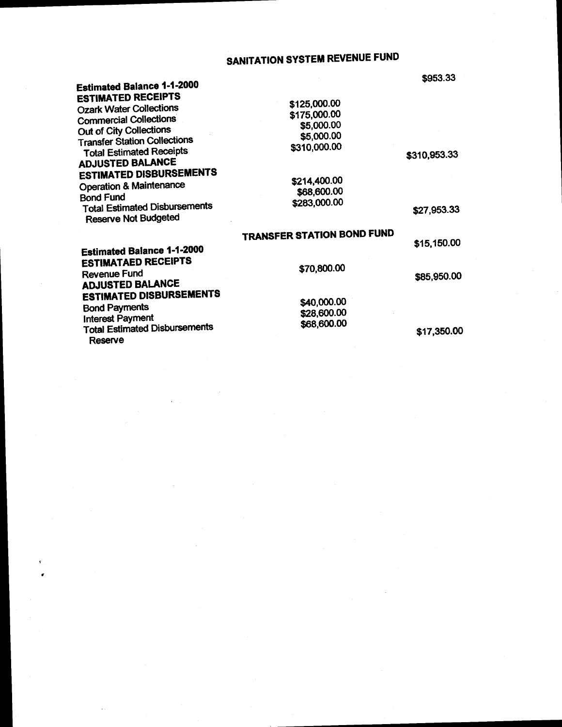# SANITATION SYSTEM REVENUE FUND

| | | |
|---|---|---|
| **Estimated Balance 1-1-2000** | | $953.33 |
| **ESTIMATED RECEIPTS** | | |
| Ozark Water Collections | $125,000.00 | |
| Commercial Collections | $175,000.00 | |
| Out of City Collections | $5,000.00 | |
| Transfer Station Collections | $5,000.00 | |
| Total Estimated Receipts | $310,000.00 | |
| **ADJUSTED BALANCE** | | $310,953.33 |
| **ESTIMATED DISBURSEMENTS** | | |
| Operation & Maintenance | $214,400.00 | |
| Bond Fund | $68,600.00 | |
| Total Estimated Disbursements | $283,000.00 | |
| Reserve Not Budgeted | | $27,953.33 |

## TRANSFER STATION BOND FUND

| | | |
|---|---|---|
| **Estimated Balance 1-1-2000** | | $15,150.00 |
| **ESTIMATAED RECEIPTS** | | |
| Revenue Fund | $70,800.00 | |
| **ADJUSTED BALANCE** | | $85,950.00 |
| **ESTIMATED DISBURSEMENTS** | | |
| Bond Payments | $40,000.00 | |
| Interest Payment | $28,600.00 | |
| Total Estimated Disbursements | $68,600.00 | |
| Reserve | | $17,350.00 |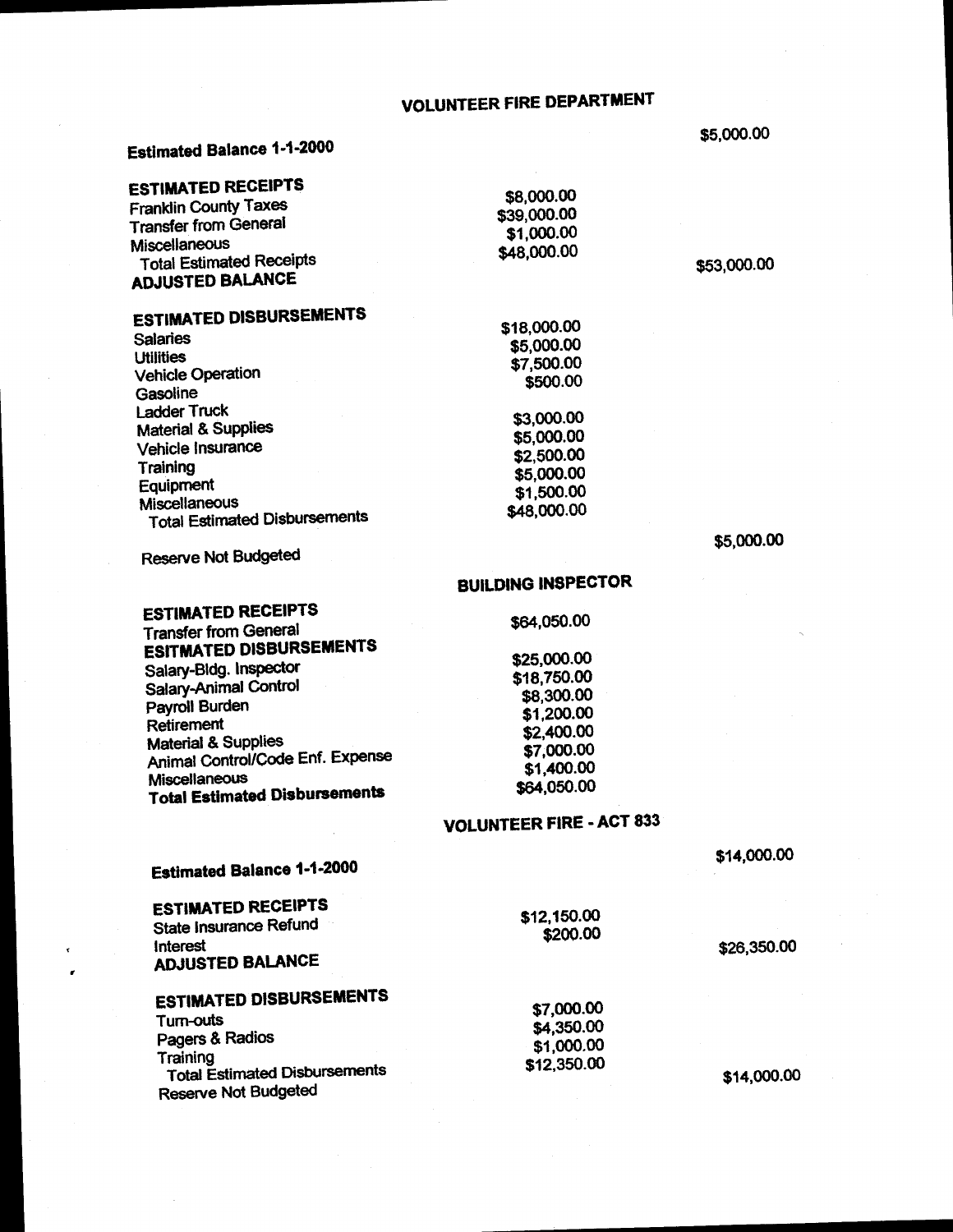# VOLUNTEER FIRE DEPARTMENT

| | | |
|---|---|---|
| **Estimated Balance 1-1-2000** | | $5,000.00 |
| **ESTIMATED RECEIPTS** | | |
| Franklin County Taxes | $8,000.00 | |
| Transfer from General | $39,000.00 | |
| Miscellaneous | $1,000.00 | |
| Total Estimated Receipts | $48,000.00 | |
| **ADJUSTED BALANCE** | | $53,000.00 |
| **ESTIMATED DISBURSEMENTS** | | |
| Salaries | $18,000.00 | |
| Utilities | $5,000.00 | |
| Vehicle Operation | $7,500.00 | |
| Gasoline | $500.00 | |
| Ladder Truck | | |
| Material & Supplies | $3,000.00 | |
| Vehicle Insurance | $5,000.00 | |
| Training | $2,500.00 | |
| Equipment | $5,000.00 | |
| Miscellaneous | $1,500.00 | |
| Total Estimated Disbursements | $48,000.00 | |
| Reserve Not Budgeted | | $5,000.00 |

# BUILDING INSPECTOR

| | | |
|---|---|---|
| **ESTIMATED RECEIPTS** | | |
| Transfer from General | $64,050.00 | |
| **ESITMATED DISBURSEMENTS** | | |
| Salary-Bldg. Inspector | $25,000.00 | |
| Salary-Animal Control | $18,750.00 | |
| Payroll Burden | $8,300.00 | |
| Retirement | $1,200.00 | |
| Material & Supplies | $2,400.00 | |
| Animal Control/Code Enf. Expense | $7,000.00 | |
| Miscellaneous | $1,400.00 | |
| **Total Estimated Disbursements** | $64,050.00 | |

# VOLUNTEER FIRE - ACT 833

| | | |
|---|---|---|
| **Estimated Balance 1-1-2000** | | $14,000.00 |
| **ESTIMATED RECEIPTS** | | |
| State Insurance Refund | $12,150.00 | |
| Interest | $200.00 | |
| **ADJUSTED BALANCE** | | $26,350.00 |
| **ESTIMATED DISBURSEMENTS** | | |
| Turn-outs | $7,000.00 | |
| Pagers & Radios | $4,350.00 | |
| Training | $1,000.00 | |
| Total Estimated Disbursements | $12,350.00 | |
| Reserve Not Budgeted | | $14,000.00 |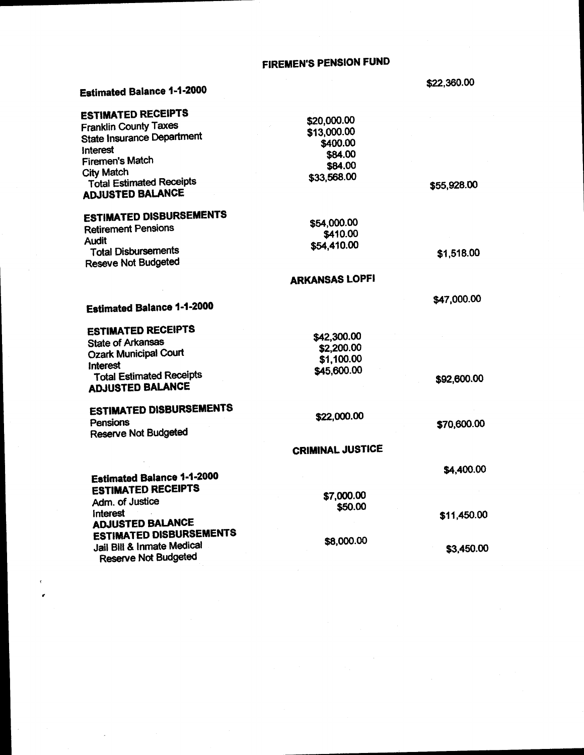# FIREMEN'S PENSION FUND

| | | |
|---|---|---|
| **Estimated Balance 1-1-2000** | | $22,360.00 |
| **ESTIMATED RECEIPTS** | | |
| Franklin County Taxes | $20,000.00 | |
| State Insurance Department | $13,000.00 | |
| Interest | $400.00 | |
| Firemen's Match | $84.00 | |
| City Match | $84.00 | |
| Total Estimated Receipts | $33,568.00 | |
| **ADJUSTED BALANCE** | | $55,928.00 |
| **ESTIMATED DISBURSEMENTS** | | |
| Retirement Pensions | $54,000.00 | |
| Audit | $410.00 | |
| Total Disbursements | $54,410.00 | |
| Reseve Not Budgeted | | $1,518.00 |

# ARKANSAS LOPFI

| | | |
|---|---|---|
| **Estimated Balance 1-1-2000** | | $47,000.00 |
| **ESTIMATED RECEIPTS** | | |
| State of Arkansas | $42,300.00 | |
| Ozark Municipal Court | $2,200.00 | |
| Interest | $1,100.00 | |
| Total Estimated Receipts | $45,600.00 | |
| **ADJUSTED BALANCE** | | $92,600.00 |
| **ESTIMATED DISBURSEMENTS** | | |
| Pensions | $22,000.00 | |
| Reserve Not Budgeted | | $70,600.00 |

# CRIMINAL JUSTICE

| | | |
|---|---|---|
| **Estimated Balance 1-1-2000** | | $4,400.00 |
| **ESTIMATED RECEIPTS** | | |
| Adm. of Justice | $7,000.00 | |
| Interest | $50.00 | |
| **ADJUSTED BALANCE** | | $11,450.00 |
| **ESTIMATED DISBURSEMENTS** | | |
| Jail Bill & Inmate Medical | $8,000.00 | |
| Reserve Not Budgeted | | $3,450.00 |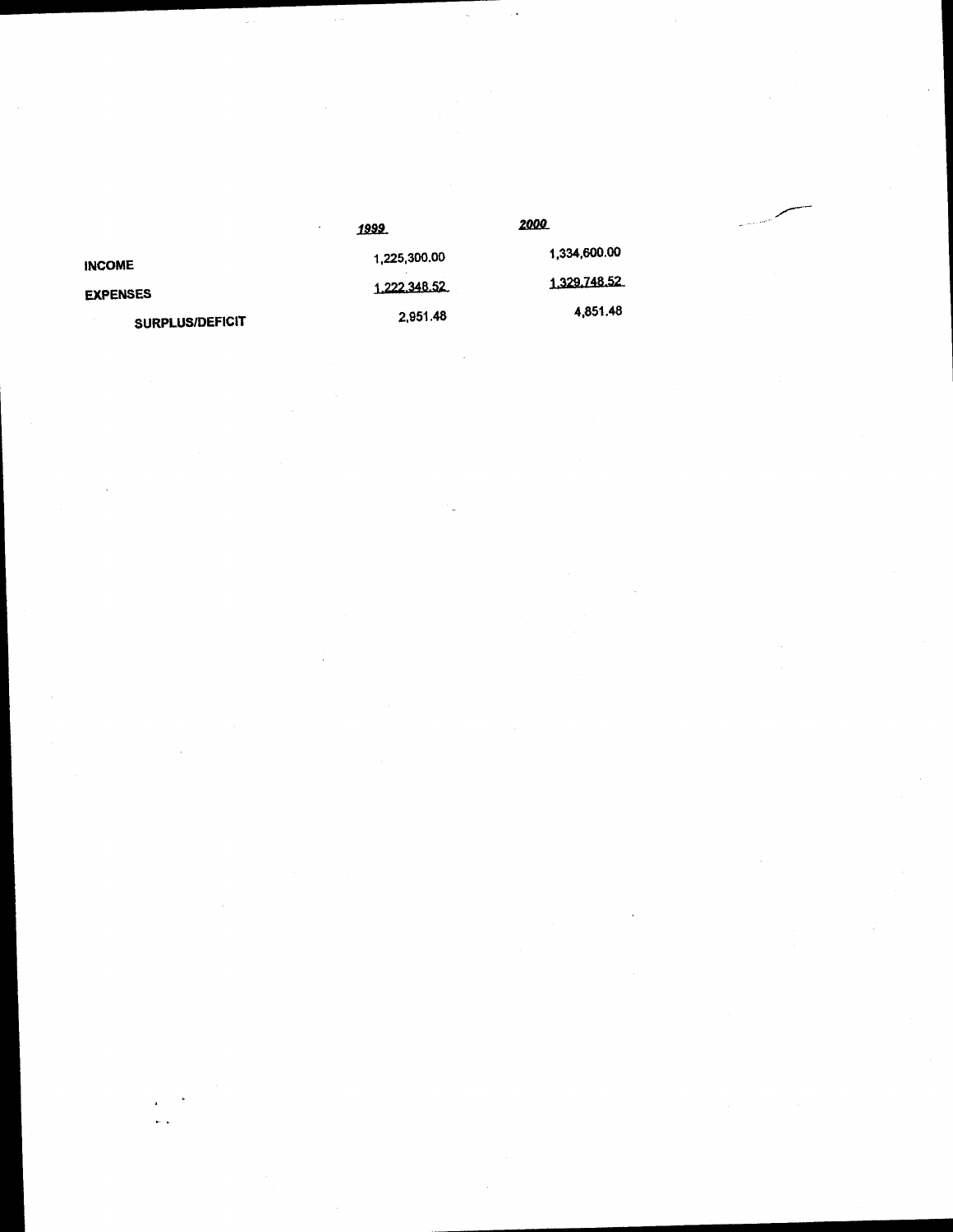| | 1999 | 2000 |
|---|---|---|
| INCOME | 1,225,300.00 | 1,334,600.00 |
| EXPENSES | 1,222,348.52 | 1,329,748.52 |
| SURPLUS/DEFICIT | 2,951.48 | 4,851.48 |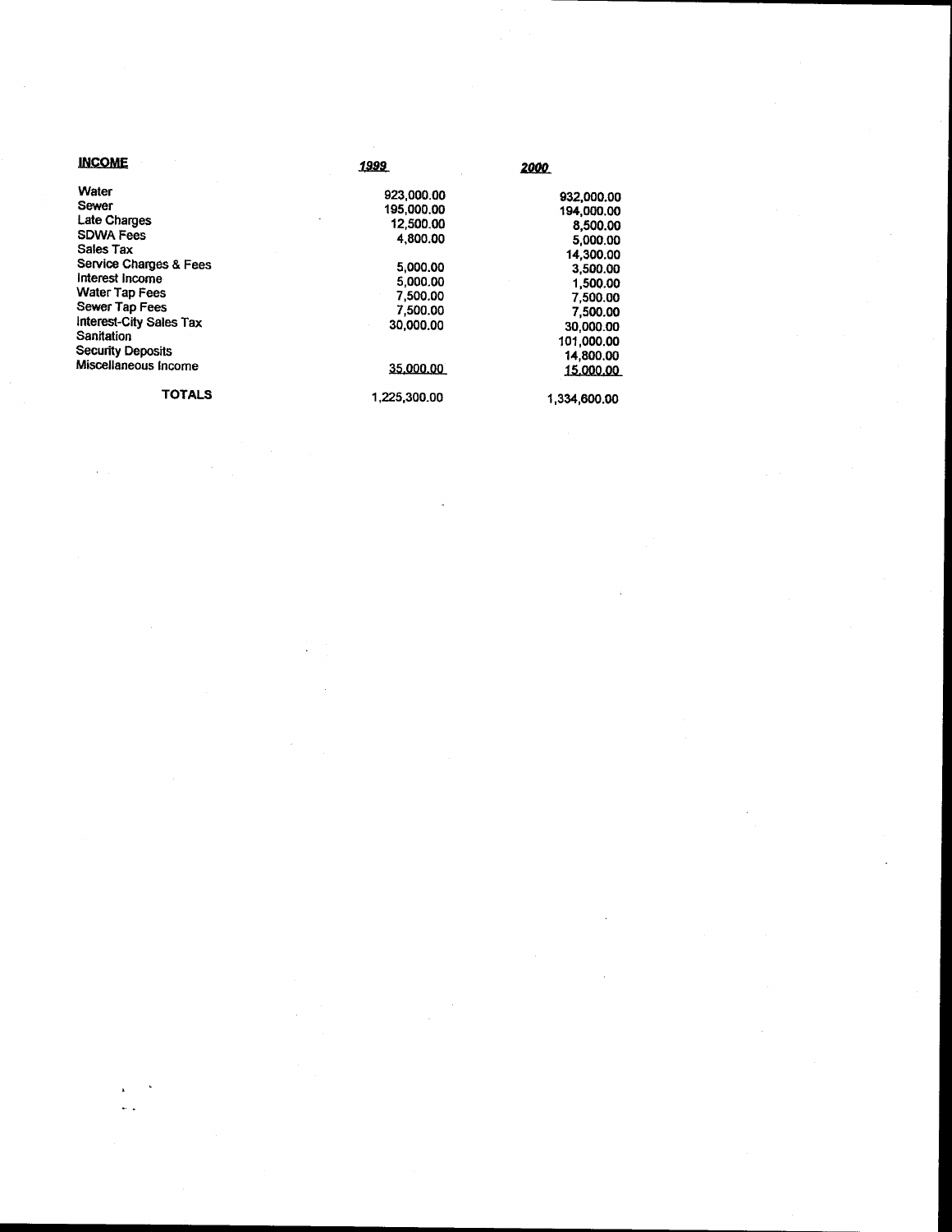| **INCOME** | *1999* | *2000* |
|---|---|---|
| Water | 923,000.00 | 932,000.00 |
| Sewer | 195,000.00 | 194,000.00 |
| Late Charges | 12,500.00 | 8,500.00 |
| SDWA Fees | 4,800.00 | 5,000.00 |
| Sales Tax | | 14,300.00 |
| Service Charges & Fees | 5,000.00 | 3,500.00 |
| Interest Income | 5,000.00 | 1,500.00 |
| Water Tap Fees | 7,500.00 | 7,500.00 |
| Sewer Tap Fees | 7,500.00 | 7,500.00 |
| Interest-City Sales Tax | 30,000.00 | 30,000.00 |
| Sanitation | | 101,000.00 |
| Security Deposits | | 14,800.00 |
| Miscellaneous Income | 35,000.00 | 15,000.00 |
| **TOTALS** | 1,225,300.00 | 1,334,600.00 |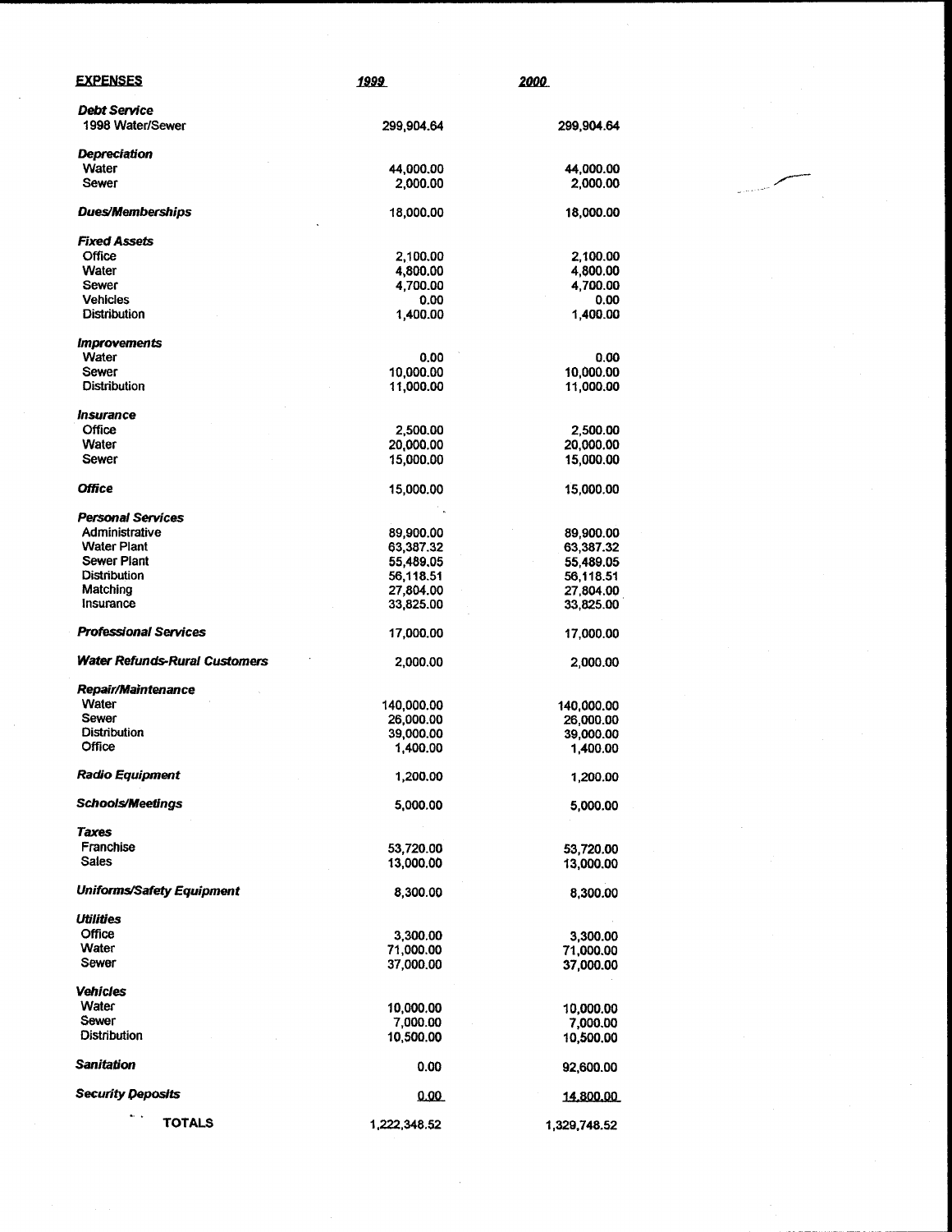| EXPENSES | 1999 | 2000 |
|---|---|---|
| ***Debt Service*** | | |
| 1998 Water/Sewer | 299,904.64 | 299,904.64 |
| ***Depreciation*** | | |
| Water | 44,000.00 | 44,000.00 |
| Sewer | 2,000.00 | 2,000.00 |
| ***Dues/Memberships*** | 18,000.00 | 18,000.00 |
| ***Fixed Assets*** | | |
| Office | 2,100.00 | 2,100.00 |
| Water | 4,800.00 | 4,800.00 |
| Sewer | 4,700.00 | 4,700.00 |
| Vehicles | 0.00 | 0.00 |
| Distribution | 1,400.00 | 1,400.00 |
| ***Improvements*** | | |
| Water | 0.00 | 0.00 |
| Sewer | 10,000.00 | 10,000.00 |
| Distribution | 11,000.00 | 11,000.00 |
| ***Insurance*** | | |
| Office | 2,500.00 | 2,500.00 |
| Water | 20,000.00 | 20,000.00 |
| Sewer | 15,000.00 | 15,000.00 |
| ***Office*** | 15,000.00 | 15,000.00 |
| ***Personal Services*** | | |
| Administrative | 89,900.00 | 89,900.00 |
| Water Plant | 63,387.32 | 63,387.32 |
| Sewer Plant | 55,489.05 | 55,489.05 |
| Distribution | 56,118.51 | 56,118.51 |
| Matching | 27,804.00 | 27,804.00 |
| Insurance | 33,825.00 | 33,825.00 |
| ***Professional Services*** | 17,000.00 | 17,000.00 |
| ***Water Refunds-Rural Customers*** | 2,000.00 | 2,000.00 |
| ***Repair/Maintenance*** | | |
| Water | 140,000.00 | 140,000.00 |
| Sewer | 26,000.00 | 26,000.00 |
| Distribution | 39,000.00 | 39,000.00 |
| Office | 1,400.00 | 1,400.00 |
| ***Radio Equipment*** | 1,200.00 | 1,200.00 |
| ***Schools/Meetings*** | 5,000.00 | 5,000.00 |
| ***Taxes*** | | |
| Franchise | 53,720.00 | 53,720.00 |
| Sales | 13,000.00 | 13,000.00 |
| ***Uniforms/Safety Equipment*** | 8,300.00 | 8,300.00 |
| ***Utilities*** | | |
| Office | 3,300.00 | 3,300.00 |
| Water | 71,000.00 | 71,000.00 |
| Sewer | 37,000.00 | 37,000.00 |
| ***Vehicles*** | | |
| Water | 10,000.00 | 10,000.00 |
| Sewer | 7,000.00 | 7,000.00 |
| Distribution | 10,500.00 | 10,500.00 |
| ***Sanitation*** | 0.00 | 92,600.00 |
| ***Security Deposits*** | 0.00 | 14,800.00 |
| **TOTALS** | 1,222,348.52 | 1,329,748.52 |